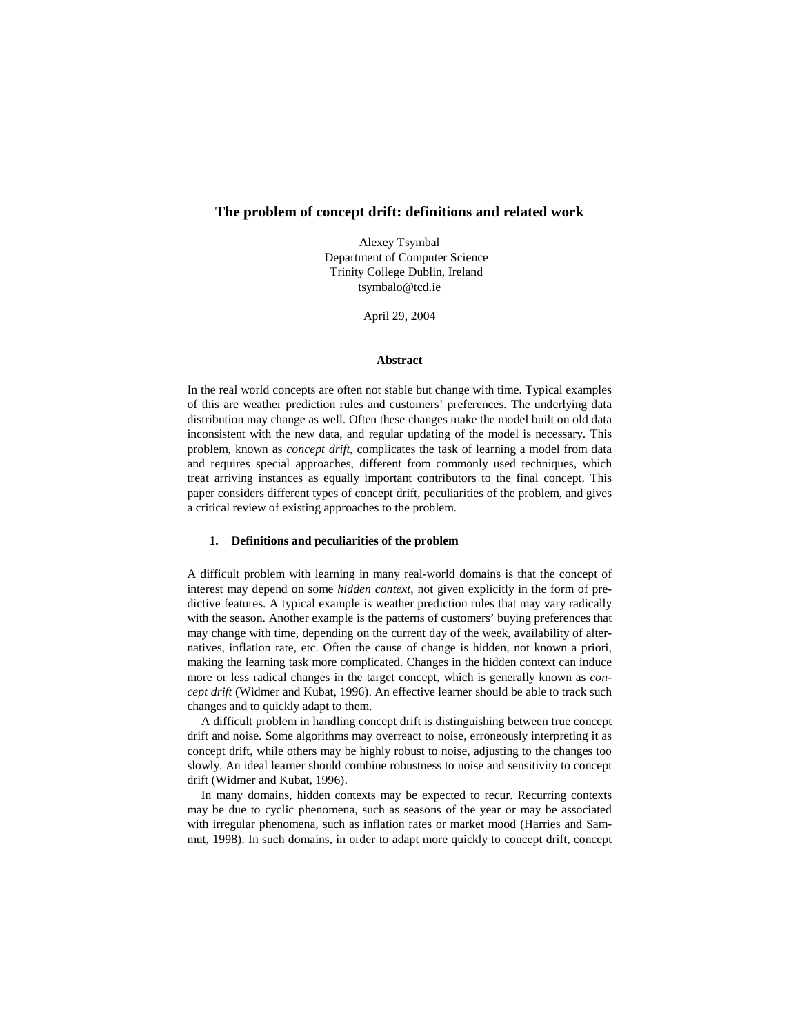# The problem of concept drift: definitions and related work

Alexey Tsymbal
Department of Computer Science
Trinity College Dublin, Ireland
tsymbalo@tcd.ie

April 29, 2004

### Abstract

In the real world concepts are often not stable but change with time. Typical examples of this are weather prediction rules and customers' preferences. The underlying data distribution may change as well. Often these changes make the model built on old data inconsistent with the new data, and regular updating of the model is necessary. This problem, known as *concept drift*, complicates the task of learning a model from data and requires special approaches, different from commonly used techniques, which treat arriving instances as equally important contributors to the final concept. This paper considers different types of concept drift, peculiarities of the problem, and gives a critical review of existing approaches to the problem.

## 1. Definitions and peculiarities of the problem

A difficult problem with learning in many real-world domains is that the concept of interest may depend on some *hidden context*, not given explicitly in the form of predictive features. A typical example is weather prediction rules that may vary radically with the season. Another example is the patterns of customers' buying preferences that may change with time, depending on the current day of the week, availability of alternatives, inflation rate, etc. Often the cause of change is hidden, not known a priori, making the learning task more complicated. Changes in the hidden context can induce more or less radical changes in the target concept, which is generally known as *concept drift* (Widmer and Kubat, 1996). An effective learner should be able to track such changes and to quickly adapt to them.

A difficult problem in handling concept drift is distinguishing between true concept drift and noise. Some algorithms may overreact to noise, erroneously interpreting it as concept drift, while others may be highly robust to noise, adjusting to the changes too slowly. An ideal learner should combine robustness to noise and sensitivity to concept drift (Widmer and Kubat, 1996).

In many domains, hidden contexts may be expected to recur. Recurring contexts may be due to cyclic phenomena, such as seasons of the year or may be associated with irregular phenomena, such as inflation rates or market mood (Harries and Sammut, 1998). In such domains, in order to adapt more quickly to concept drift, concept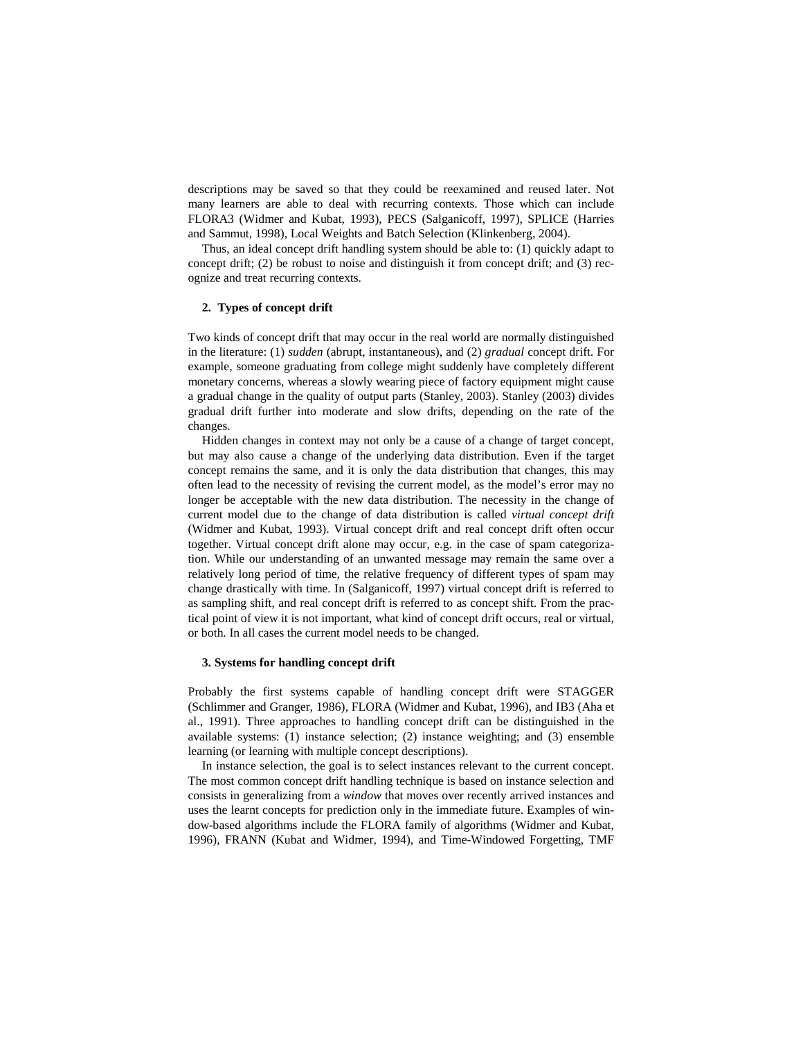descriptions may be saved so that they could be reexamined and reused later. Not many learners are able to deal with recurring contexts. Those which can include FLORA3 (Widmer and Kubat, 1993), PECS (Salganicoff, 1997), SPLICE (Harries and Sammut, 1998), Local Weights and Batch Selection (Klinkenberg, 2004).

Thus, an ideal concept drift handling system should be able to: (1) quickly adapt to concept drift; (2) be robust to noise and distinguish it from concept drift; and (3) recognize and treat recurring contexts.

## 2. Types of concept drift

Two kinds of concept drift that may occur in the real world are normally distinguished in the literature: (1) *sudden* (abrupt, instantaneous), and (2) *gradual* concept drift. For example, someone graduating from college might suddenly have completely different monetary concerns, whereas a slowly wearing piece of factory equipment might cause a gradual change in the quality of output parts (Stanley, 2003). Stanley (2003) divides gradual drift further into moderate and slow drifts, depending on the rate of the changes.

Hidden changes in context may not only be a cause of a change of target concept, but may also cause a change of the underlying data distribution. Even if the target concept remains the same, and it is only the data distribution that changes, this may often lead to the necessity of revising the current model, as the model's error may no longer be acceptable with the new data distribution. The necessity in the change of current model due to the change of data distribution is called *virtual concept drift* (Widmer and Kubat, 1993). Virtual concept drift and real concept drift often occur together. Virtual concept drift alone may occur, e.g. in the case of spam categorization. While our understanding of an unwanted message may remain the same over a relatively long period of time, the relative frequency of different types of spam may change drastically with time. In (Salganicoff, 1997) virtual concept drift is referred to as sampling shift, and real concept drift is referred to as concept shift. From the practical point of view it is not important, what kind of concept drift occurs, real or virtual, or both. In all cases the current model needs to be changed.

## 3. Systems for handling concept drift

Probably the first systems capable of handling concept drift were STAGGER (Schlimmer and Granger, 1986), FLORA (Widmer and Kubat, 1996), and IB3 (Aha et al., 1991). Three approaches to handling concept drift can be distinguished in the available systems: (1) instance selection; (2) instance weighting; and (3) ensemble learning (or learning with multiple concept descriptions).

In instance selection, the goal is to select instances relevant to the current concept. The most common concept drift handling technique is based on instance selection and consists in generalizing from a *window* that moves over recently arrived instances and uses the learnt concepts for prediction only in the immediate future. Examples of window-based algorithms include the FLORA family of algorithms (Widmer and Kubat, 1996), FRANN (Kubat and Widmer, 1994), and Time-Windowed Forgetting, TMF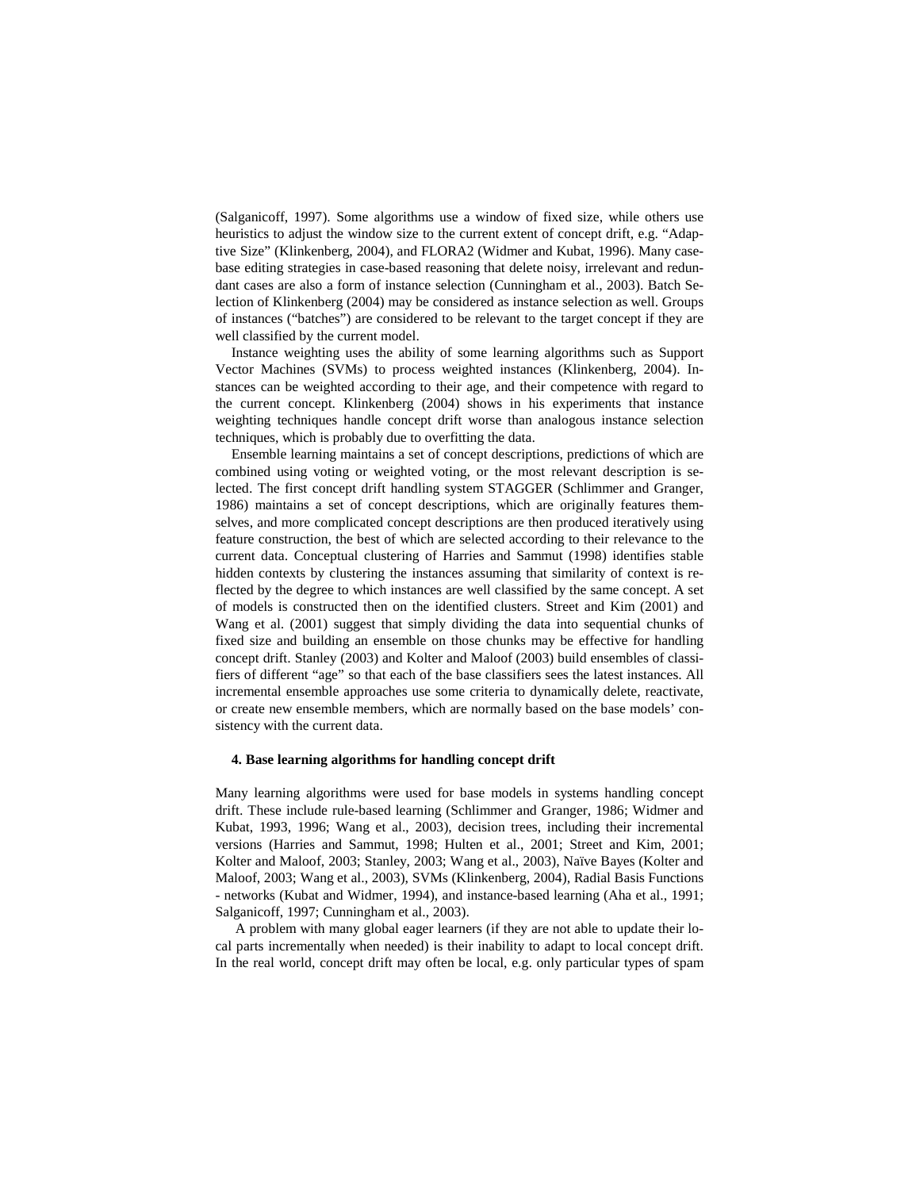(Salganicoff, 1997). Some algorithms use a window of fixed size, while others use heuristics to adjust the window size to the current extent of concept drift, e.g. "Adaptive Size" (Klinkenberg, 2004), and FLORA2 (Widmer and Kubat, 1996). Many case-base editing strategies in case-based reasoning that delete noisy, irrelevant and redundant cases are also a form of instance selection (Cunningham et al., 2003). Batch Selection of Klinkenberg (2004) may be considered as instance selection as well. Groups of instances ("batches") are considered to be relevant to the target concept if they are well classified by the current model.

Instance weighting uses the ability of some learning algorithms such as Support Vector Machines (SVMs) to process weighted instances (Klinkenberg, 2004). Instances can be weighted according to their age, and their competence with regard to the current concept. Klinkenberg (2004) shows in his experiments that instance weighting techniques handle concept drift worse than analogous instance selection techniques, which is probably due to overfitting the data.

Ensemble learning maintains a set of concept descriptions, predictions of which are combined using voting or weighted voting, or the most relevant description is selected. The first concept drift handling system STAGGER (Schlimmer and Granger, 1986) maintains a set of concept descriptions, which are originally features themselves, and more complicated concept descriptions are then produced iteratively using feature construction, the best of which are selected according to their relevance to the current data. Conceptual clustering of Harries and Sammut (1998) identifies stable hidden contexts by clustering the instances assuming that similarity of context is reflected by the degree to which instances are well classified by the same concept. A set of models is constructed then on the identified clusters. Street and Kim (2001) and Wang et al. (2001) suggest that simply dividing the data into sequential chunks of fixed size and building an ensemble on those chunks may be effective for handling concept drift. Stanley (2003) and Kolter and Maloof (2003) build ensembles of classifiers of different "age" so that each of the base classifiers sees the latest instances. All incremental ensemble approaches use some criteria to dynamically delete, reactivate, or create new ensemble members, which are normally based on the base models' consistency with the current data.

#### 4. Base learning algorithms for handling concept drift

Many learning algorithms were used for base models in systems handling concept drift. These include rule-based learning (Schlimmer and Granger, 1986; Widmer and Kubat, 1993, 1996; Wang et al., 2003), decision trees, including their incremental versions (Harries and Sammut, 1998; Hulten et al., 2001; Street and Kim, 2001; Kolter and Maloof, 2003; Stanley, 2003; Wang et al., 2003), Naïve Bayes (Kolter and Maloof, 2003; Wang et al., 2003), SVMs (Klinkenberg, 2004), Radial Basis Functions - networks (Kubat and Widmer, 1994), and instance-based learning (Aha et al., 1991; Salganicoff, 1997; Cunningham et al., 2003).

A problem with many global eager learners (if they are not able to update their local parts incrementally when needed) is their inability to adapt to local concept drift. In the real world, concept drift may often be local, e.g. only particular types of spam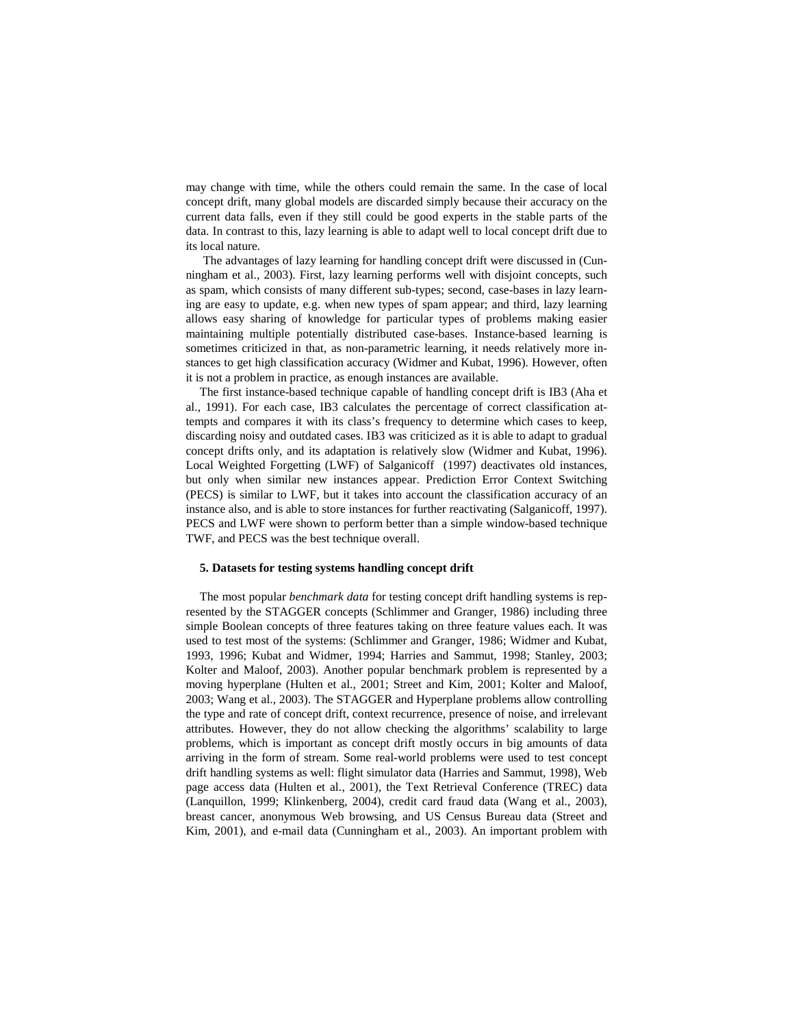may change with time, while the others could remain the same. In the case of local concept drift, many global models are discarded simply because their accuracy on the current data falls, even if they still could be good experts in the stable parts of the data. In contrast to this, lazy learning is able to adapt well to local concept drift due to its local nature.

The advantages of lazy learning for handling concept drift were discussed in (Cunningham et al., 2003). First, lazy learning performs well with disjoint concepts, such as spam, which consists of many different sub-types; second, case-bases in lazy learning are easy to update, e.g. when new types of spam appear; and third, lazy learning allows easy sharing of knowledge for particular types of problems making easier maintaining multiple potentially distributed case-bases. Instance-based learning is sometimes criticized in that, as non-parametric learning, it needs relatively more instances to get high classification accuracy (Widmer and Kubat, 1996). However, often it is not a problem in practice, as enough instances are available.

The first instance-based technique capable of handling concept drift is IB3 (Aha et al., 1991). For each case, IB3 calculates the percentage of correct classification attempts and compares it with its class's frequency to determine which cases to keep, discarding noisy and outdated cases. IB3 was criticized as it is able to adapt to gradual concept drifts only, and its adaptation is relatively slow (Widmer and Kubat, 1996). Local Weighted Forgetting (LWF) of Salganicoff (1997) deactivates old instances, but only when similar new instances appear. Prediction Error Context Switching (PECS) is similar to LWF, but it takes into account the classification accuracy of an instance also, and is able to store instances for further reactivating (Salganicoff, 1997). PECS and LWF were shown to perform better than a simple window-based technique TWF, and PECS was the best technique overall.

## 5. Datasets for testing systems handling concept drift

The most popular *benchmark data* for testing concept drift handling systems is represented by the STAGGER concepts (Schlimmer and Granger, 1986) including three simple Boolean concepts of three features taking on three feature values each. It was used to test most of the systems: (Schlimmer and Granger, 1986; Widmer and Kubat, 1993, 1996; Kubat and Widmer, 1994; Harries and Sammut, 1998; Stanley, 2003; Kolter and Maloof, 2003). Another popular benchmark problem is represented by a moving hyperplane (Hulten et al., 2001; Street and Kim, 2001; Kolter and Maloof, 2003; Wang et al., 2003). The STAGGER and Hyperplane problems allow controlling the type and rate of concept drift, context recurrence, presence of noise, and irrelevant attributes. However, they do not allow checking the algorithms' scalability to large problems, which is important as concept drift mostly occurs in big amounts of data arriving in the form of stream. Some real-world problems were used to test concept drift handling systems as well: flight simulator data (Harries and Sammut, 1998), Web page access data (Hulten et al., 2001), the Text Retrieval Conference (TREC) data (Lanquillon, 1999; Klinkenberg, 2004), credit card fraud data (Wang et al., 2003), breast cancer, anonymous Web browsing, and US Census Bureau data (Street and Kim, 2001), and e-mail data (Cunningham et al., 2003). An important problem with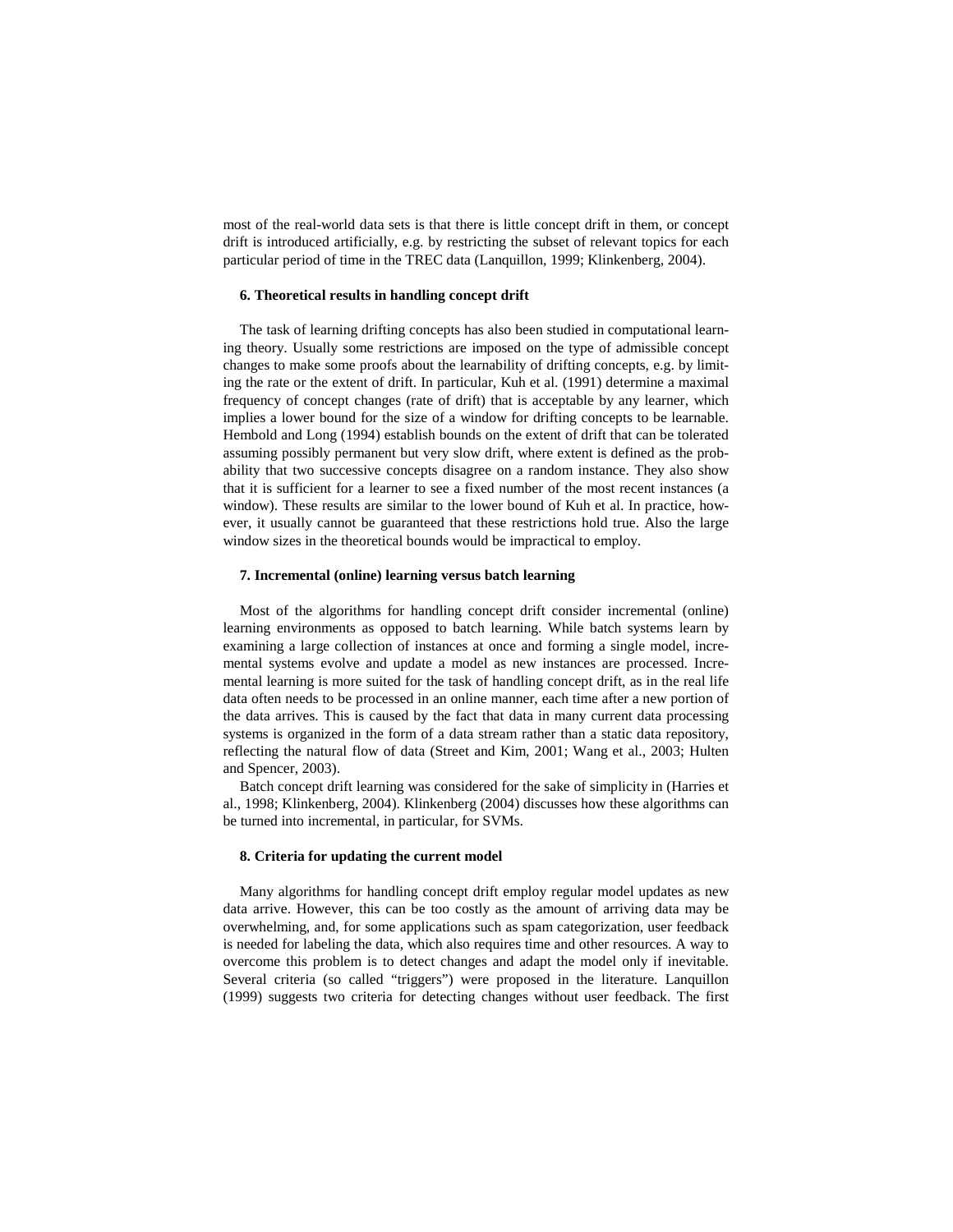most of the real-world data sets is that there is little concept drift in them, or concept drift is introduced artificially, e.g. by restricting the subset of relevant topics for each particular period of time in the TREC data (Lanquillon, 1999; Klinkenberg, 2004).

### 6. Theoretical results in handling concept drift

The task of learning drifting concepts has also been studied in computational learning theory. Usually some restrictions are imposed on the type of admissible concept changes to make some proofs about the learnability of drifting concepts, e.g. by limiting the rate or the extent of drift. In particular, Kuh et al. (1991) determine a maximal frequency of concept changes (rate of drift) that is acceptable by any learner, which implies a lower bound for the size of a window for drifting concepts to be learnable. Hembold and Long (1994) establish bounds on the extent of drift that can be tolerated assuming possibly permanent but very slow drift, where extent is defined as the probability that two successive concepts disagree on a random instance. They also show that it is sufficient for a learner to see a fixed number of the most recent instances (a window). These results are similar to the lower bound of Kuh et al. In practice, however, it usually cannot be guaranteed that these restrictions hold true. Also the large window sizes in the theoretical bounds would be impractical to employ.

### 7. Incremental (online) learning versus batch learning

Most of the algorithms for handling concept drift consider incremental (online) learning environments as opposed to batch learning. While batch systems learn by examining a large collection of instances at once and forming a single model, incremental systems evolve and update a model as new instances are processed. Incremental learning is more suited for the task of handling concept drift, as in the real life data often needs to be processed in an online manner, each time after a new portion of the data arrives. This is caused by the fact that data in many current data processing systems is organized in the form of a data stream rather than a static data repository, reflecting the natural flow of data (Street and Kim, 2001; Wang et al., 2003; Hulten and Spencer, 2003).

Batch concept drift learning was considered for the sake of simplicity in (Harries et al., 1998; Klinkenberg, 2004). Klinkenberg (2004) discusses how these algorithms can be turned into incremental, in particular, for SVMs.

### 8. Criteria for updating the current model

Many algorithms for handling concept drift employ regular model updates as new data arrive. However, this can be too costly as the amount of arriving data may be overwhelming, and, for some applications such as spam categorization, user feedback is needed for labeling the data, which also requires time and other resources. A way to overcome this problem is to detect changes and adapt the model only if inevitable. Several criteria (so called "triggers") were proposed in the literature. Lanquillon (1999) suggests two criteria for detecting changes without user feedback. The first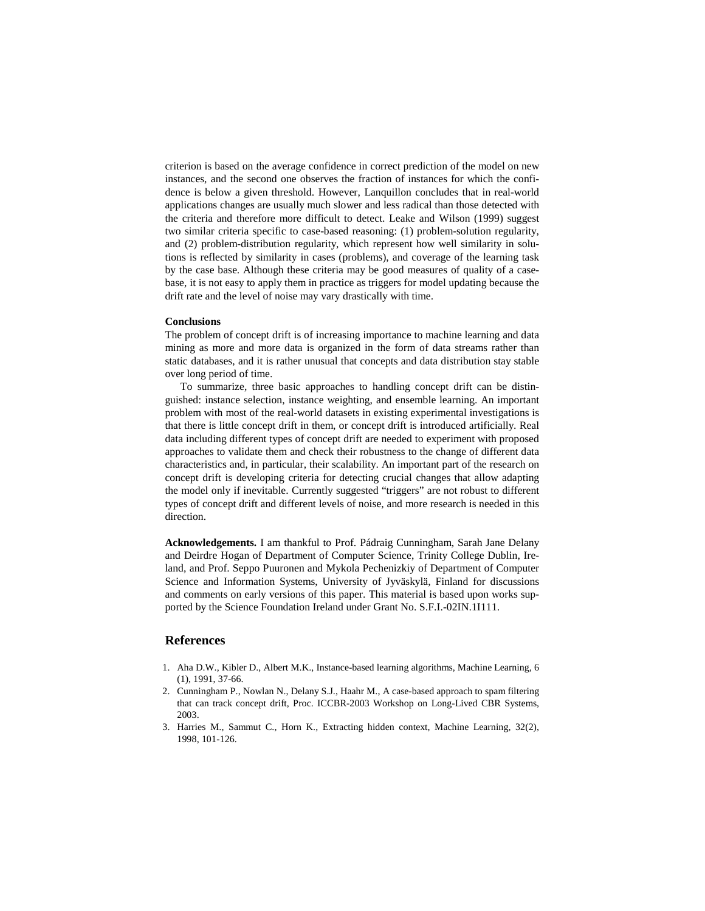criterion is based on the average confidence in correct prediction of the model on new instances, and the second one observes the fraction of instances for which the confidence is below a given threshold. However, Lanquillon concludes that in real-world applications changes are usually much slower and less radical than those detected with the criteria and therefore more difficult to detect. Leake and Wilson (1999) suggest two similar criteria specific to case-based reasoning: (1) problem-solution regularity, and (2) problem-distribution regularity, which represent how well similarity in solutions is reflected by similarity in cases (problems), and coverage of the learning task by the case base. Although these criteria may be good measures of quality of a case-base, it is not easy to apply them in practice as triggers for model updating because the drift rate and the level of noise may vary drastically with time.

**Conclusions**

The problem of concept drift is of increasing importance to machine learning and data mining as more and more data is organized in the form of data streams rather than static databases, and it is rather unusual that concepts and data distribution stay stable over long period of time.

To summarize, three basic approaches to handling concept drift can be distinguished: instance selection, instance weighting, and ensemble learning. An important problem with most of the real-world datasets in existing experimental investigations is that there is little concept drift in them, or concept drift is introduced artificially. Real data including different types of concept drift are needed to experiment with proposed approaches to validate them and check their robustness to the change of different data characteristics and, in particular, their scalability. An important part of the research on concept drift is developing criteria for detecting crucial changes that allow adapting the model only if inevitable. Currently suggested "triggers" are not robust to different types of concept drift and different levels of noise, and more research is needed in this direction.

**Acknowledgements.** I am thankful to Prof. Pádraig Cunningham, Sarah Jane Delany and Deirdre Hogan of Department of Computer Science, Trinity College Dublin, Ireland, and Prof. Seppo Puuronen and Mykola Pechenizkiy of Department of Computer Science and Information Systems, University of Jyväskylä, Finland for discussions and comments on early versions of this paper. This material is based upon works supported by the Science Foundation Ireland under Grant No. S.F.I.-02IN.1I111.

## References

1. Aha D.W., Kibler D., Albert M.K., Instance-based learning algorithms, Machine Learning, 6 (1), 1991, 37-66.
2. Cunningham P., Nowlan N., Delany S.J., Haahr M., A case-based approach to spam filtering that can track concept drift, Proc. ICCBR-2003 Workshop on Long-Lived CBR Systems, 2003.
3. Harries M., Sammut C., Horn K., Extracting hidden context, Machine Learning, 32(2), 1998, 101-126.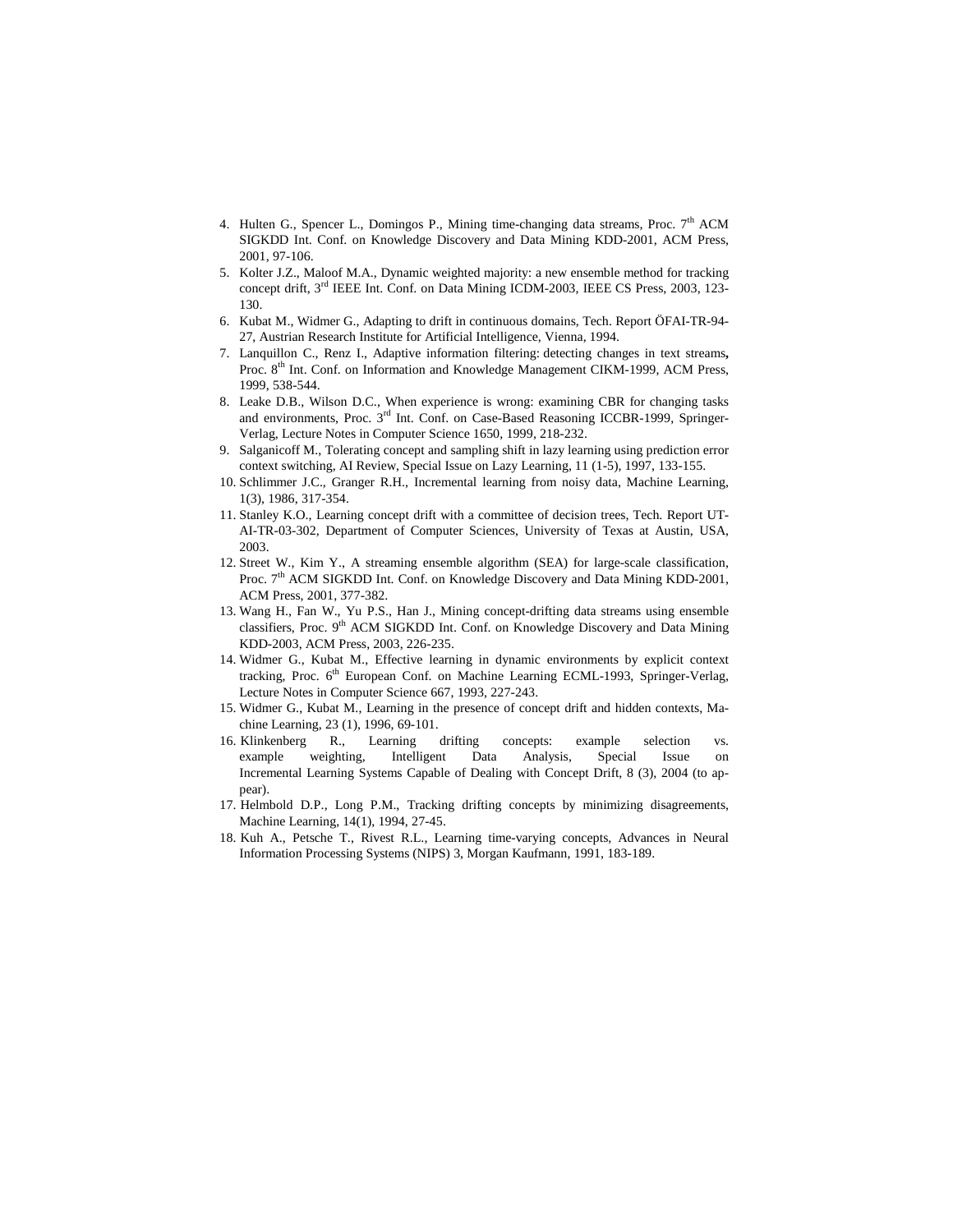4. Hulten G., Spencer L., Domingos P., Mining time-changing data streams, Proc. 7th ACM SIGKDD Int. Conf. on Knowledge Discovery and Data Mining KDD-2001, ACM Press, 2001, 97-106.
5. Kolter J.Z., Maloof M.A., Dynamic weighted majority: a new ensemble method for tracking concept drift, 3rd IEEE Int. Conf. on Data Mining ICDM-2003, IEEE CS Press, 2003, 123-130.
6. Kubat M., Widmer G., Adapting to drift in continuous domains, Tech. Report ÖFAI-TR-94-27, Austrian Research Institute for Artificial Intelligence, Vienna, 1994.
7. Lanquillon C., Renz I., Adaptive information filtering: detecting changes in text streams**,** Proc. 8th Int. Conf. on Information and Knowledge Management CIKM-1999, ACM Press, 1999, 538-544.
8. Leake D.B., Wilson D.C., When experience is wrong: examining CBR for changing tasks and environments, Proc. 3rd Int. Conf. on Case-Based Reasoning ICCBR-1999, Springer-Verlag, Lecture Notes in Computer Science 1650, 1999, 218-232.
9. Salganicoff M., Tolerating concept and sampling shift in lazy learning using prediction error context switching, AI Review, Special Issue on Lazy Learning, 11 (1-5), 1997, 133-155.
10. Schlimmer J.C., Granger R.H., Incremental learning from noisy data, Machine Learning, 1(3), 1986, 317-354.
11. Stanley K.O., Learning concept drift with a committee of decision trees, Tech. Report UT-AI-TR-03-302, Department of Computer Sciences, University of Texas at Austin, USA, 2003.
12. Street W., Kim Y., A streaming ensemble algorithm (SEA) for large-scale classification, Proc. 7th ACM SIGKDD Int. Conf. on Knowledge Discovery and Data Mining KDD-2001, ACM Press, 2001, 377-382.
13. Wang H., Fan W., Yu P.S., Han J., Mining concept-drifting data streams using ensemble classifiers, Proc. 9th ACM SIGKDD Int. Conf. on Knowledge Discovery and Data Mining KDD-2003, ACM Press, 2003, 226-235.
14. Widmer G., Kubat M., Effective learning in dynamic environments by explicit context tracking, Proc. 6th European Conf. on Machine Learning ECML-1993, Springer-Verlag, Lecture Notes in Computer Science 667, 1993, 227-243.
15. Widmer G., Kubat M., Learning in the presence of concept drift and hidden contexts, Machine Learning, 23 (1), 1996, 69-101.
16. Klinkenberg R., Learning drifting concepts: example selection vs. example weighting, Intelligent Data Analysis, Special Issue on Incremental Learning Systems Capable of Dealing with Concept Drift, 8 (3), 2004 (to appear).
17. Helmbold D.P., Long P.M., Tracking drifting concepts by minimizing disagreements, Machine Learning, 14(1), 1994, 27-45.
18. Kuh A., Petsche T., Rivest R.L., Learning time-varying concepts, Advances in Neural Information Processing Systems (NIPS) 3, Morgan Kaufmann, 1991, 183-189.